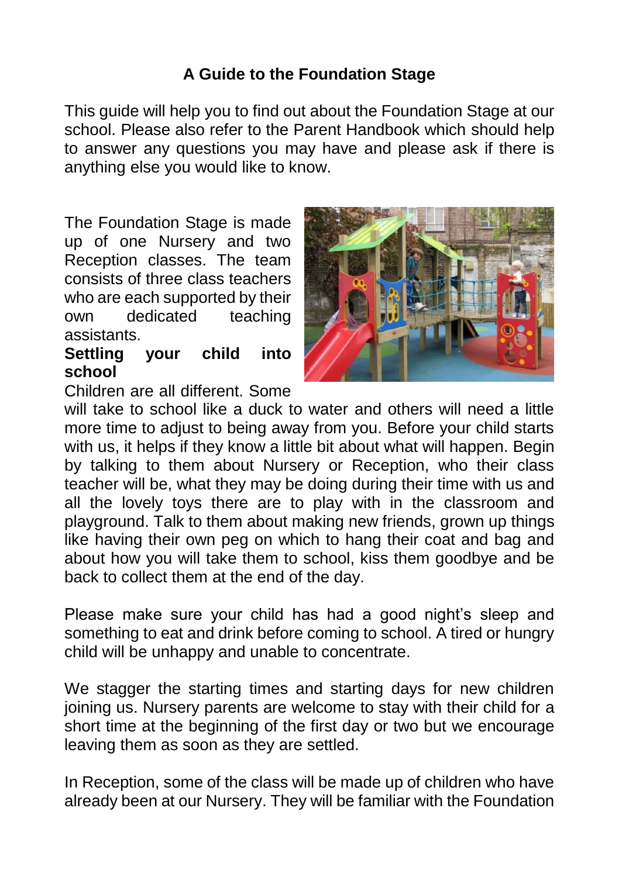# A Guide to the Foundation Stage

This guide will help you to find out about the Foundation Stage at our school. Please also refer to the Parent Handbook which should help to answer any questions you may have and please ask if there is anything else you would like to know.

The Foundation Stage is made up of one Nursery and two Reception classes. The team consists of three class teachers who are each supported by their own dedicated teaching assistants.

**Settling your child into school**

Children are all different. Some will take to school like a duck to water and others will need a little more time to adjust to being away from you. Before your child starts with us, it helps if they know a little bit about what will happen. Begin by talking to them about Nursery or Reception, who their class teacher will be, what they may be doing during their time with us and all the lovely toys there are to play with in the classroom and playground. Talk to them about making new friends, grown up things like having their own peg on which to hang their coat and bag and about how you will take them to school, kiss them goodbye and be back to collect them at the end of the day.

Please make sure your child has had a good night's sleep and something to eat and drink before coming to school. A tired or hungry child will be unhappy and unable to concentrate.

We stagger the starting times and starting days for new children joining us. Nursery parents are welcome to stay with their child for a short time at the beginning of the first day or two but we encourage leaving them as soon as they are settled.

In Reception, some of the class will be made up of children who have already been at our Nursery. They will be familiar with the Foundation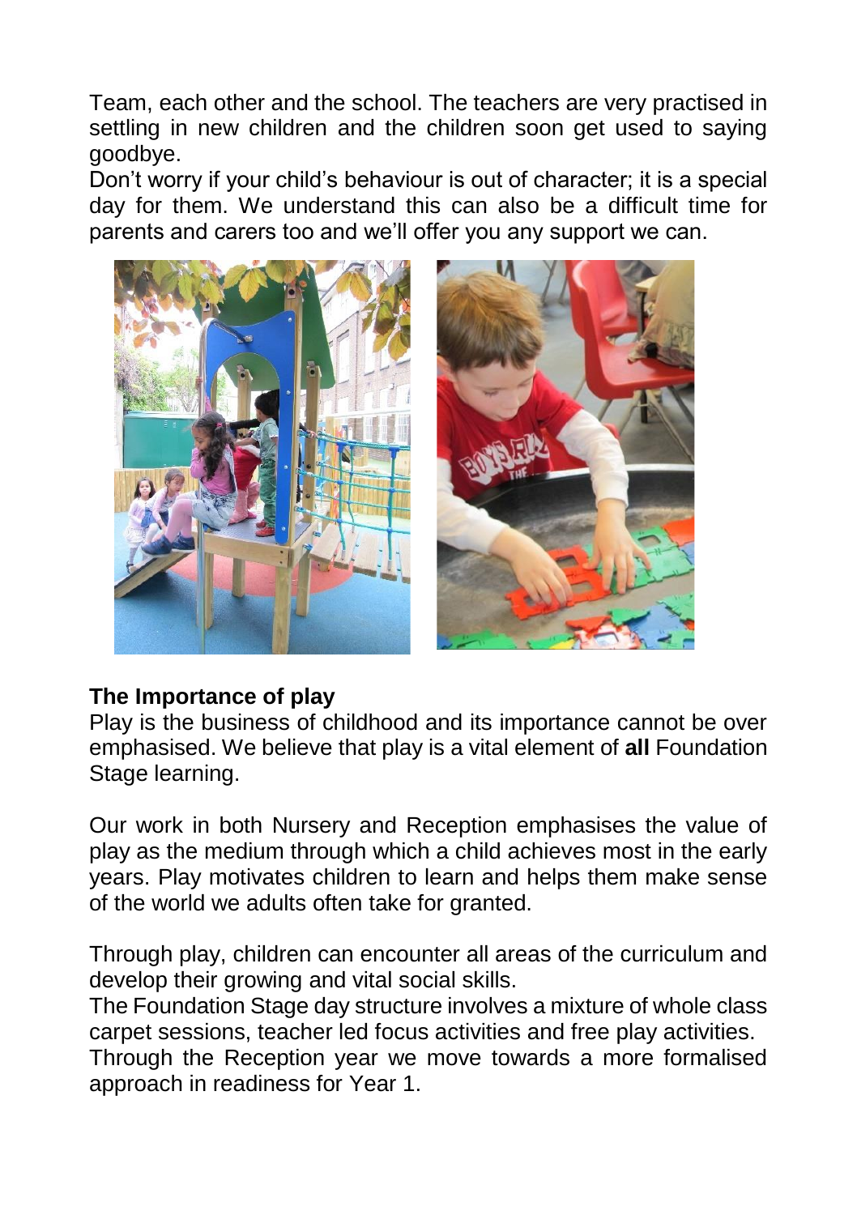Team, each other and the school. The teachers are very practised in settling in new children and the children soon get used to saying goodbye.
Don't worry if your child's behaviour is out of character; it is a special day for them. We understand this can also be a difficult time for parents and carers too and we'll offer you any support we can.

**The Importance of play**

Play is the business of childhood and its importance cannot be over emphasised. We believe that play is a vital element of **all** Foundation Stage learning.

Our work in both Nursery and Reception emphasises the value of play as the medium through which a child achieves most in the early years. Play motivates children to learn and helps them make sense of the world we adults often take for granted.

Through play, children can encounter all areas of the curriculum and develop their growing and vital social skills.
The Foundation Stage day structure involves a mixture of whole class carpet sessions, teacher led focus activities and free play activities.
Through the Reception year we move towards a more formalised approach in readiness for Year 1.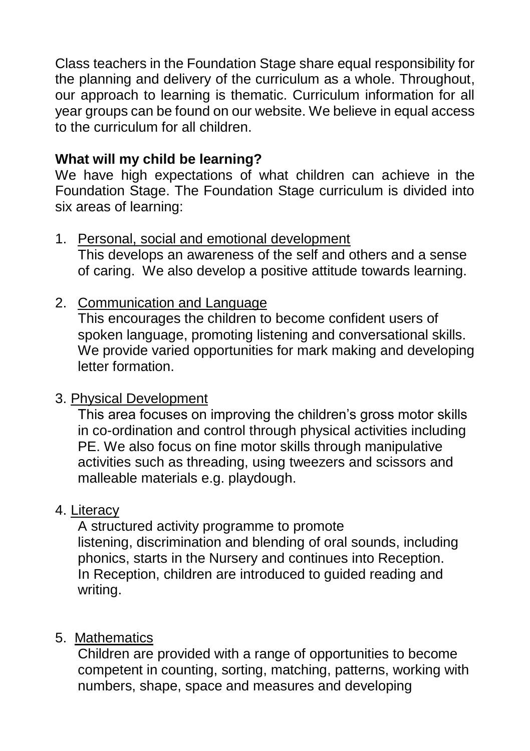Class teachers in the Foundation Stage share equal responsibility for the planning and delivery of the curriculum as a whole. Throughout, our approach to learning is thematic. Curriculum information for all year groups can be found on our website. We believe in equal access to the curriculum for all children.

**What will my child be learning?**

We have high expectations of what children can achieve in the Foundation Stage. The Foundation Stage curriculum is divided into six areas of learning:

1. <u>Personal, social and emotional development</u>
   This develops an awareness of the self and others and a sense of caring. We also develop a positive attitude towards learning.

2. <u>Communication and Language</u>
   This encourages the children to become confident users of spoken language, promoting listening and conversational skills. We provide varied opportunities for mark making and developing letter formation.

3. <u>Physical Development</u>
   This area focuses on improving the children's gross motor skills in co-ordination and control through physical activities including PE. We also focus on fine motor skills through manipulative activities such as threading, using tweezers and scissors and malleable materials e.g. playdough.

4. <u>Literacy</u>
   A structured activity programme to promote listening, discrimination and blending of oral sounds, including phonics, starts in the Nursery and continues into Reception. In Reception, children are introduced to guided reading and writing.

5. <u>Mathematics</u>
   Children are provided with a range of opportunities to become competent in counting, sorting, matching, patterns, working with numbers, shape, space and measures and developing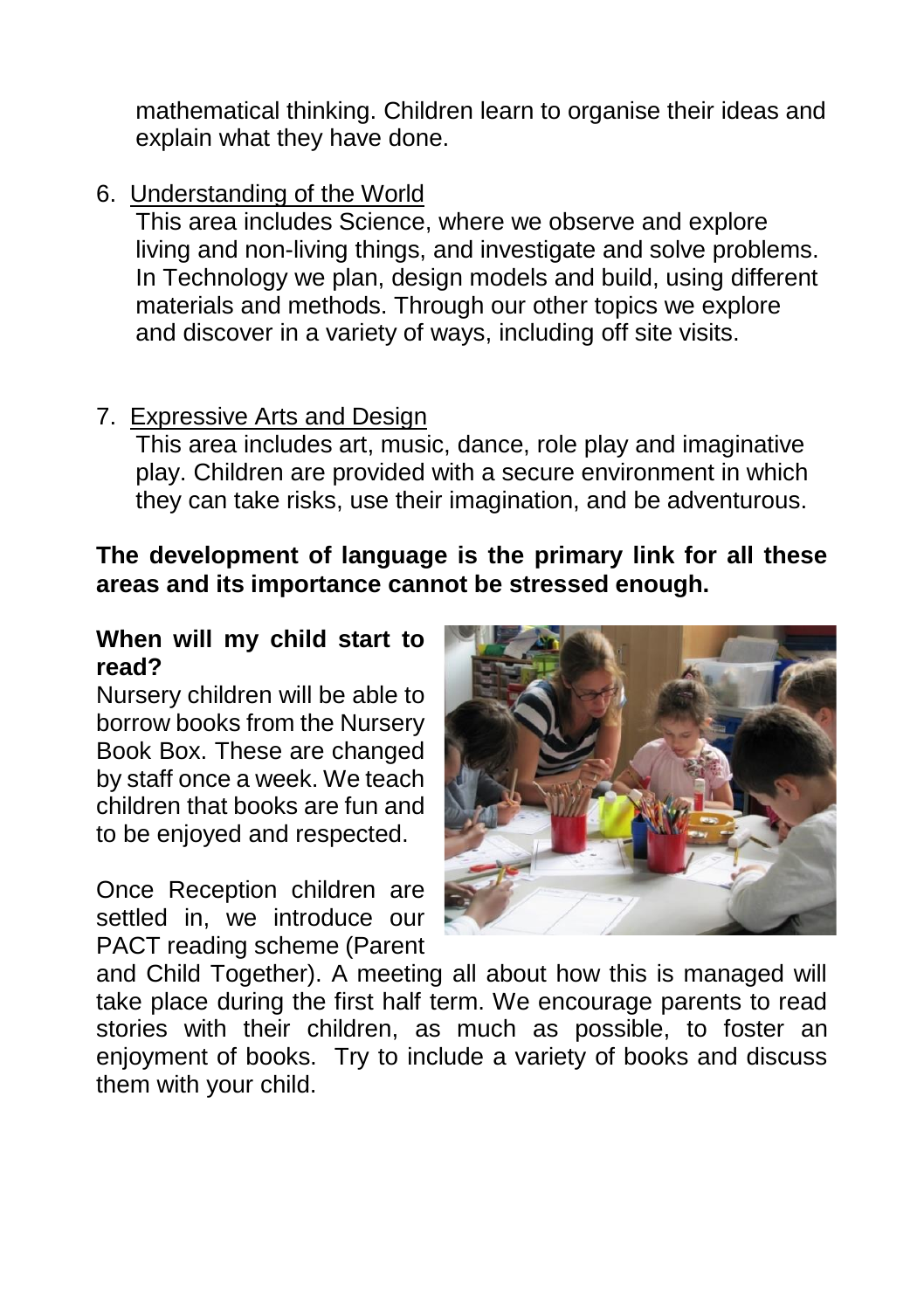mathematical thinking. Children learn to organise their ideas and explain what they have done.

6. Understanding of the World

   This area includes Science, where we observe and explore living and non-living things, and investigate and solve problems. In Technology we plan, design models and build, using different materials and methods. Through our other topics we explore and discover in a variety of ways, including off site visits.

7. Expressive Arts and Design

   This area includes art, music, dance, role play and imaginative play. Children are provided with a secure environment in which they can take risks, use their imagination, and be adventurous.

**The development of language is the primary link for all these areas and its importance cannot be stressed enough.**

**When will my child start to read?**

Nursery children will be able to borrow books from the Nursery Book Box. These are changed by staff once a week. We teach children that books are fun and to be enjoyed and respected.

Once Reception children are settled in, we introduce our PACT reading scheme (Parent and Child Together). A meeting all about how this is managed will take place during the first half term. We encourage parents to read stories with their children, as much as possible, to foster an enjoyment of books. Try to include a variety of books and discuss them with your child.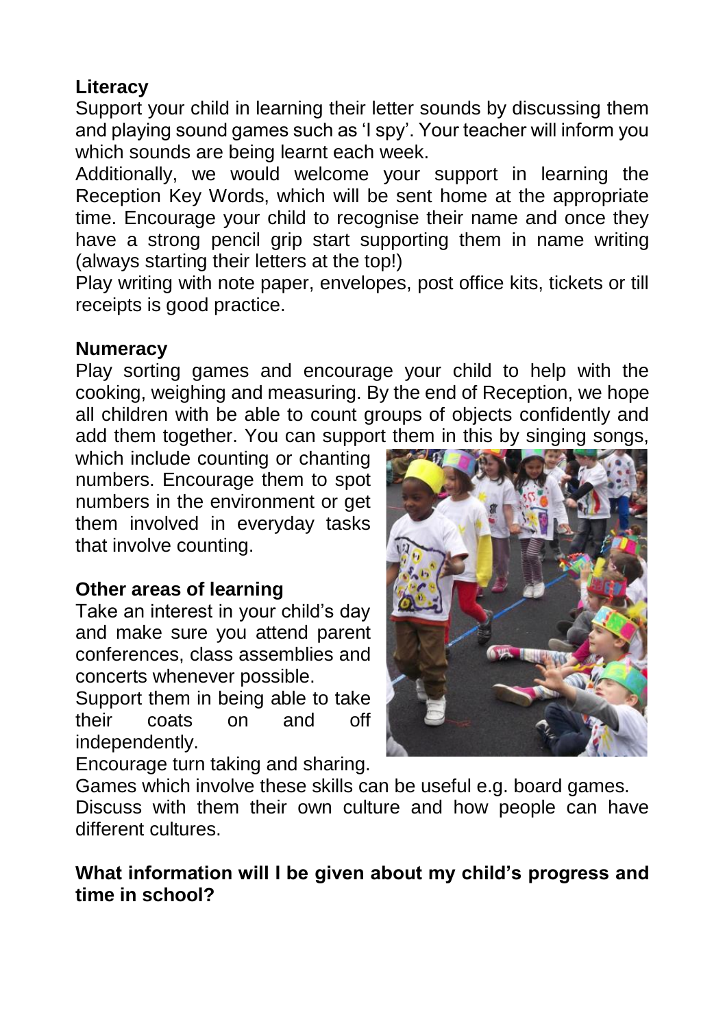**Literacy**

Support your child in learning their letter sounds by discussing them and playing sound games such as 'I spy'. Your teacher will inform you which sounds are being learnt each week.

Additionally, we would welcome your support in learning the Reception Key Words, which will be sent home at the appropriate time. Encourage your child to recognise their name and once they have a strong pencil grip start supporting them in name writing (always starting their letters at the top!)

Play writing with note paper, envelopes, post office kits, tickets or till receipts is good practice.

**Numeracy**

Play sorting games and encourage your child to help with the cooking, weighing and measuring. By the end of Reception, we hope all children with be able to count groups of objects confidently and add them together. You can support them in this by singing songs, which include counting or chanting numbers. Encourage them to spot numbers in the environment or get them involved in everyday tasks that involve counting.

**Other areas of learning**

Take an interest in your child's day and make sure you attend parent conferences, class assemblies and concerts whenever possible.

Support them in being able to take their coats on and off independently.

Encourage turn taking and sharing.

Games which involve these skills can be useful e.g. board games.

Discuss with them their own culture and how people can have different cultures.

**What information will I be given about my child's progress and time in school?**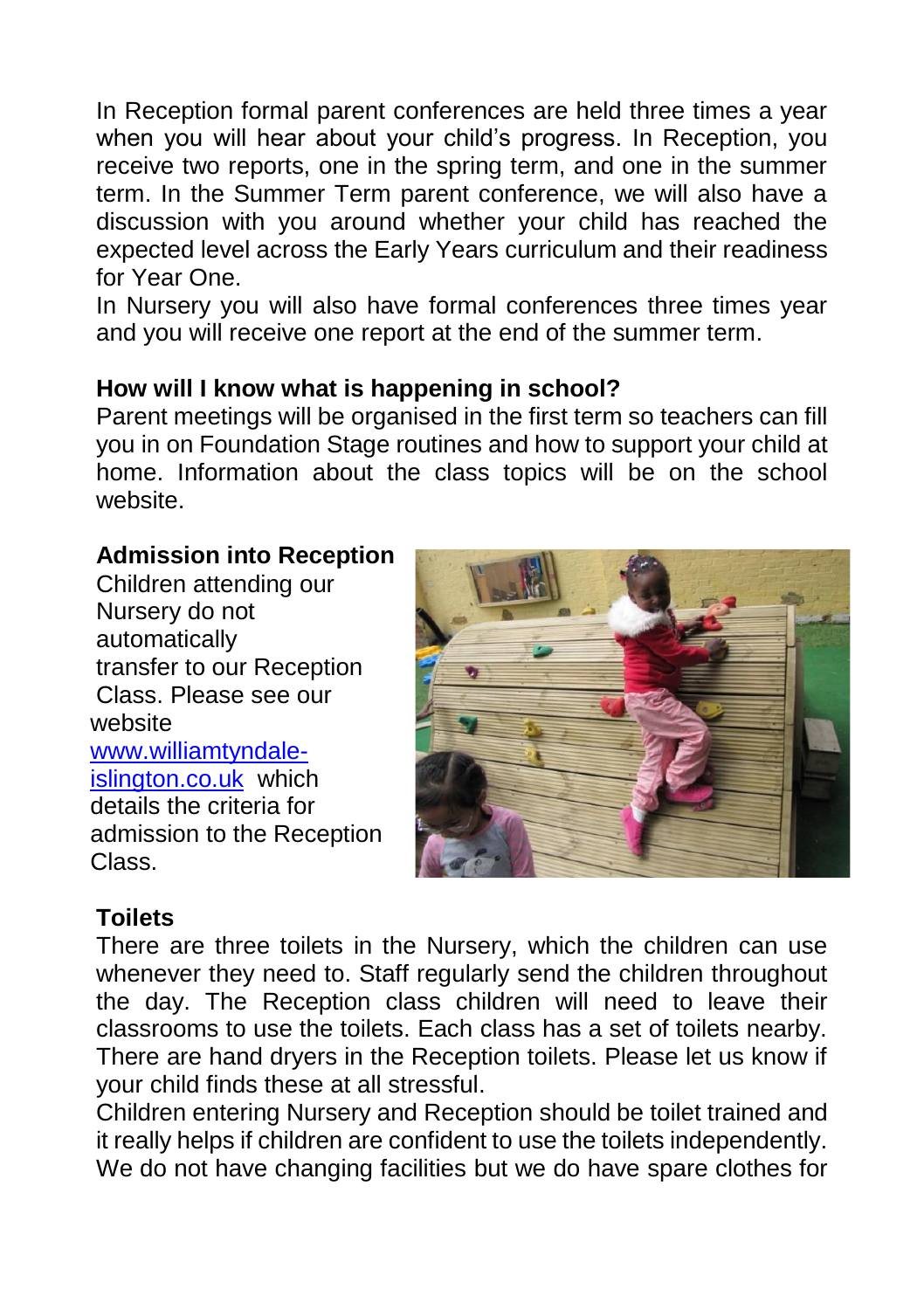In Reception formal parent conferences are held three times a year when you will hear about your child's progress. In Reception, you receive two reports, one in the spring term, and one in the summer term. In the Summer Term parent conference, we will also have a discussion with you around whether your child has reached the expected level across the Early Years curriculum and their readiness for Year One.

In Nursery you will also have formal conferences three times year and you will receive one report at the end of the summer term.

**How will I know what is happening in school?**

Parent meetings will be organised in the first term so teachers can fill you in on Foundation Stage routines and how to support your child at home. Information about the class topics will be on the school website.

**Admission into Reception**

Children attending our Nursery do not automatically transfer to our Reception Class. Please see our website [www.williamtyndale-islington.co.uk](http://www.williamtyndale-islington.co.uk) which details the criteria for admission to the Reception Class.

**Toilets**

There are three toilets in the Nursery, which the children can use whenever they need to. Staff regularly send the children throughout the day. The Reception class children will need to leave their classrooms to use the toilets. Each class has a set of toilets nearby. There are hand dryers in the Reception toilets. Please let us know if your child finds these at all stressful.

Children entering Nursery and Reception should be toilet trained and it really helps if children are confident to use the toilets independently. We do not have changing facilities but we do have spare clothes for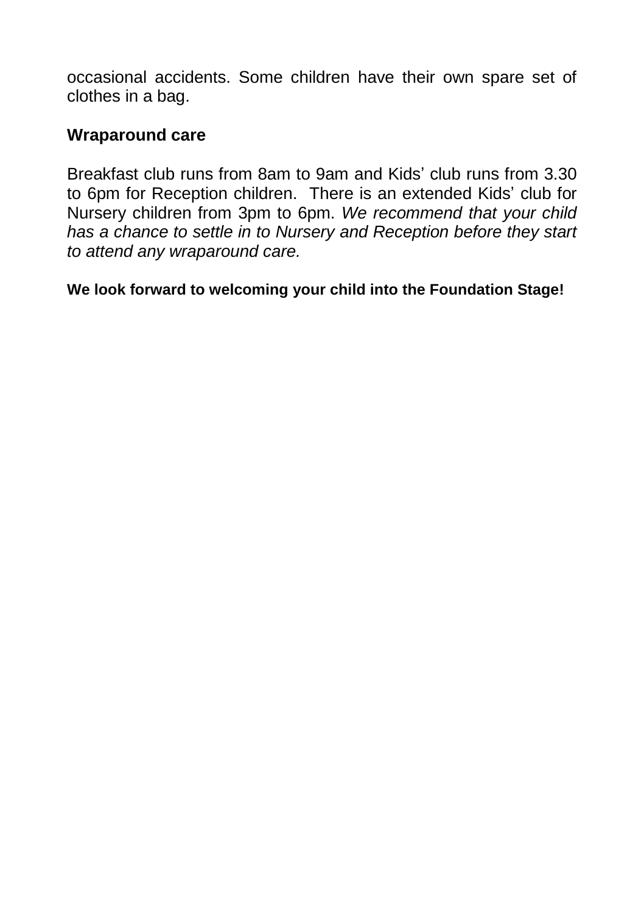occasional accidents. Some children have their own spare set of clothes in a bag.

## Wraparound care

Breakfast club runs from 8am to 9am and Kids' club runs from 3.30 to 6pm for Reception children. There is an extended Kids' club for Nursery children from 3pm to 6pm. *We recommend that your child has a chance to settle in to Nursery and Reception before they start to attend any wraparound care.*

**We look forward to welcoming your child into the Foundation Stage!**